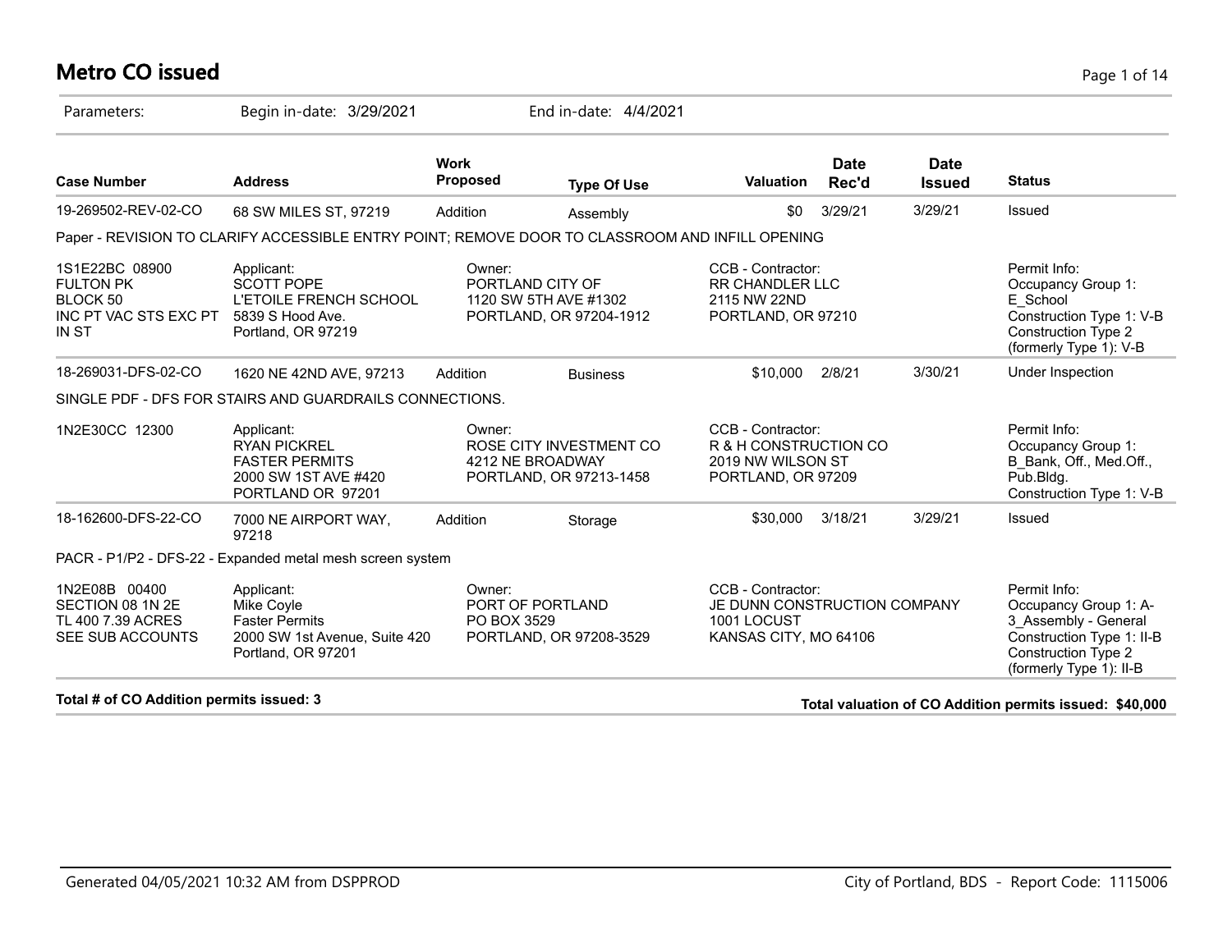# Metro CO issued

Parameters: Begin in-date: 3/29/2021 End in-date: 4/4/2021

| Case Number | Address | Work Proposed | Type Of Use | Valuation | Date Rec'd | Date Issued | Status |
|---|---|---|---|---|---|---|---|
| 19-269502-REV-02-CO | 68 SW MILES ST, 97219 | Addition | Assembly | $0 | 3/29/21 | 3/29/21 | Issued |
| Paper - REVISION TO CLARIFY ACCESSIBLE ENTRY POINT; REMOVE DOOR TO CLASSROOM AND INFILL OPENING | | | | | | | |
| 1S1E22BC 08900 FULTON PK BLOCK 50 INC PT VAC STS EXC PT IN ST | Applicant: SCOTT POPE L'ETOILE FRENCH SCHOOL 5839 S Hood Ave. Portland, OR 97219 | Owner: PORTLAND CITY OF 1120 SW 5TH AVE #1302 PORTLAND, OR 97204-1912 | | CCB - Contractor: RR CHANDLER LLC 2115 NW 22ND PORTLAND, OR 97210 | | | Permit Info: Occupancy Group 1: E_School Construction Type 1: V-B Construction Type 2 (formerly Type 1): V-B |
| 18-269031-DFS-02-CO | 1620 NE 42ND AVE, 97213 | Addition | Business | $10,000 | 2/8/21 | 3/30/21 | Under Inspection |
| SINGLE PDF - DFS FOR STAIRS AND GUARDRAILS CONNECTIONS. | | | | | | | |
| 1N2E30CC 12300 | Applicant: RYAN PICKREL FASTER PERMITS 2000 SW 1ST AVE #420 PORTLAND OR 97201 | Owner: ROSE CITY INVESTMENT CO 4212 NE BROADWAY PORTLAND, OR 97213-1458 | | CCB - Contractor: R & H CONSTRUCTION CO 2019 NW WILSON ST PORTLAND, OR 97209 | | | Permit Info: Occupancy Group 1: B_Bank, Off., Med.Off., Pub.Bldg. Construction Type 1: V-B |
| 18-162600-DFS-22-CO | 7000 NE AIRPORT WAY, 97218 | Addition | Storage | $30,000 | 3/18/21 | 3/29/21 | Issued |
| PACR - P1/P2 - DFS-22 - Expanded metal mesh screen system | | | | | | | |
| 1N2E08B 00400 SECTION 08 1N 2E TL 400 7.39 ACRES SEE SUB ACCOUNTS | Applicant: Mike Coyle Faster Permits 2000 SW 1st Avenue, Suite 420 Portland, OR 97201 | Owner: PORT OF PORTLAND PO BOX 3529 PORTLAND, OR 97208-3529 | | CCB - Contractor: JE DUNN CONSTRUCTION COMPANY 1001 LOCUST KANSAS CITY, MO 64106 | | | Permit Info: Occupancy Group 1: A-3_Assembly - General Construction Type 1: II-B Construction Type 2 (formerly Type 1): II-B |

**Total # of CO Addition permits issued: 3**

**Total valuation of CO Addition permits issued: $40,000**

Generated 04/05/2021 10:32 AM from DSPPROD

City of Portland, BDS - Report Code: 1115006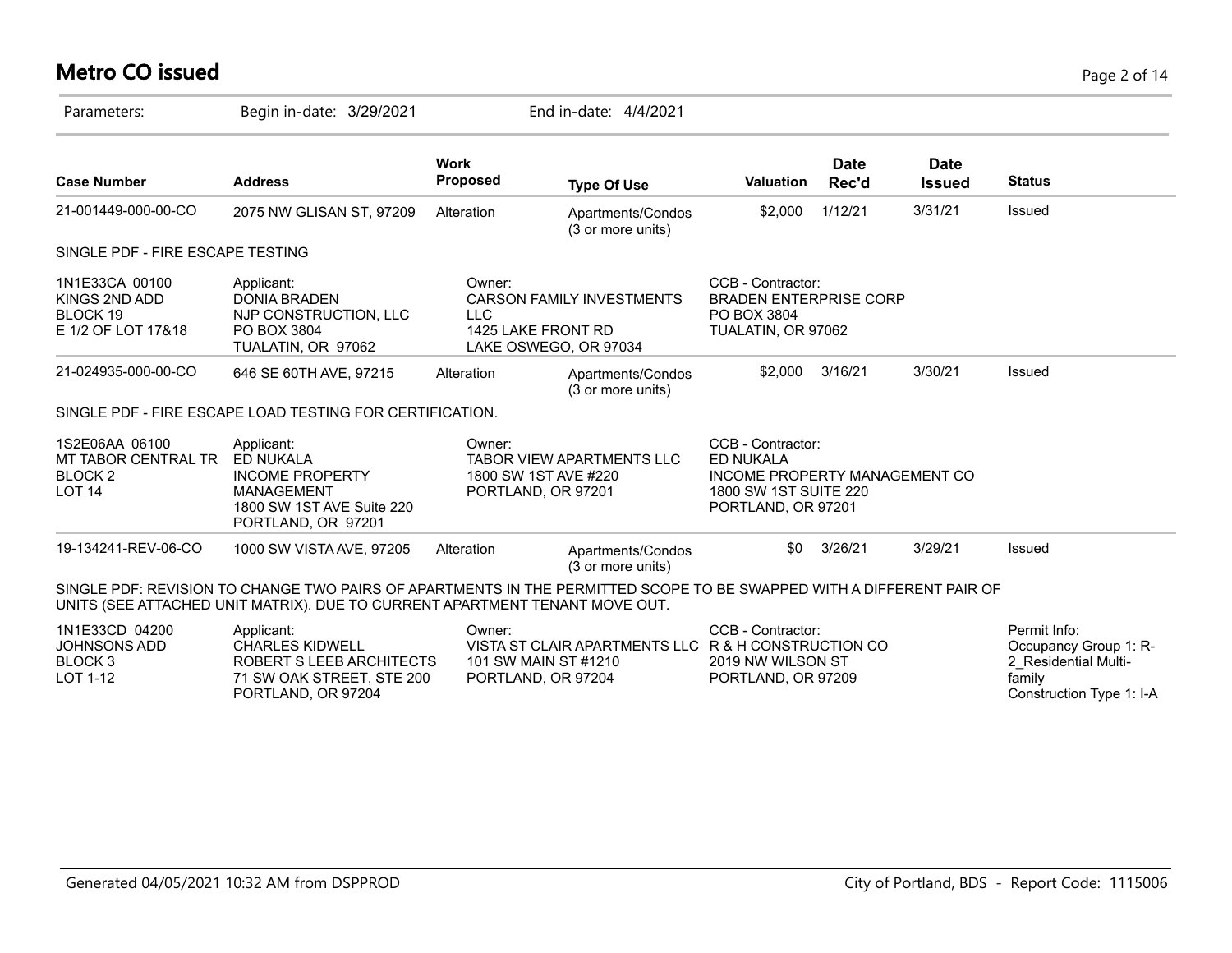# Metro CO issued

Parameters: Begin in-date: 3/29/2021 End in-date: 4/4/2021

| Case Number | Address | Work Proposed | Type Of Use | Valuation | Date Rec'd | Date Issued | Status |
|---|---|---|---|---|---|---|---|
| 21-001449-000-00-CO | 2075 NW GLISAN ST, 97209 | Alteration | Apartments/Condos (3 or more units) | $2,000 | 1/12/21 | 3/31/21 | Issued |

SINGLE PDF - FIRE ESCAPE TESTING

| | | | |
|---|---|---|---|
| 1N1E33CA 00100<br>KINGS 2ND ADD<br>BLOCK 19<br>E 1/2 OF LOT 17&18 | Applicant:<br>DONIA BRADEN<br>NJP CONSTRUCTION, LLC<br>PO BOX 3804<br>TUALATIN, OR 97062 | Owner:<br>CARSON FAMILY INVESTMENTS LLC<br>1425 LAKE FRONT RD<br>LAKE OSWEGO, OR 97034 | CCB - Contractor:<br>BRADEN ENTERPRISE CORP<br>PO BOX 3804<br>TUALATIN, OR 97062 |

| Case Number | Address | Work Proposed | Type Of Use | Valuation | Date Rec'd | Date Issued | Status |
|---|---|---|---|---|---|---|---|
| 21-024935-000-00-CO | 646 SE 60TH AVE, 97215 | Alteration | Apartments/Condos (3 or more units) | $2,000 | 3/16/21 | 3/30/21 | Issued |

SINGLE PDF - FIRE ESCAPE LOAD TESTING FOR CERTIFICATION.

| | | | |
|---|---|---|---|
| 1S2E06AA 06100<br>MT TABOR CENTRAL TR<br>BLOCK 2<br>LOT 14 | Applicant:<br>ED NUKALA<br>INCOME PROPERTY MANAGEMENT<br>1800 SW 1ST AVE Suite 220<br>PORTLAND, OR 97201 | Owner:<br>TABOR VIEW APARTMENTS LLC<br>1800 SW 1ST AVE #220<br>PORTLAND, OR 97201 | CCB - Contractor:<br>ED NUKALA<br>INCOME PROPERTY MANAGEMENT CO<br>1800 SW 1ST SUITE 220<br>PORTLAND, OR 97201 |

| Case Number | Address | Work Proposed | Type Of Use | Valuation | Date Rec'd | Date Issued | Status |
|---|---|---|---|---|---|---|---|
| 19-134241-REV-06-CO | 1000 SW VISTA AVE, 97205 | Alteration | Apartments/Condos (3 or more units) | $0 | 3/26/21 | 3/29/21 | Issued |

SINGLE PDF: REVISION TO CHANGE TWO PAIRS OF APARTMENTS IN THE PERMITTED SCOPE TO BE SWAPPED WITH A DIFFERENT PAIR OF UNITS (SEE ATTACHED UNIT MATRIX). DUE TO CURRENT APARTMENT TENANT MOVE OUT.

| | | | | |
|---|---|---|---|---|
| 1N1E33CD 04200<br>JOHNSONS ADD<br>BLOCK 3<br>LOT 1-12 | Applicant:<br>CHARLES KIDWELL<br>ROBERT S LEEB ARCHITECTS<br>71 SW OAK STREET, STE 200<br>PORTLAND, OR 97204 | Owner:<br>VISTA ST CLAIR APARTMENTS LLC<br>101 SW MAIN ST #1210<br>PORTLAND, OR 97204 | CCB - Contractor:<br>R & H CONSTRUCTION CO<br>2019 NW WILSON ST<br>PORTLAND, OR 97209 | Permit Info:<br>Occupancy Group 1: R-2_Residential Multi-family<br>Construction Type 1: I-A |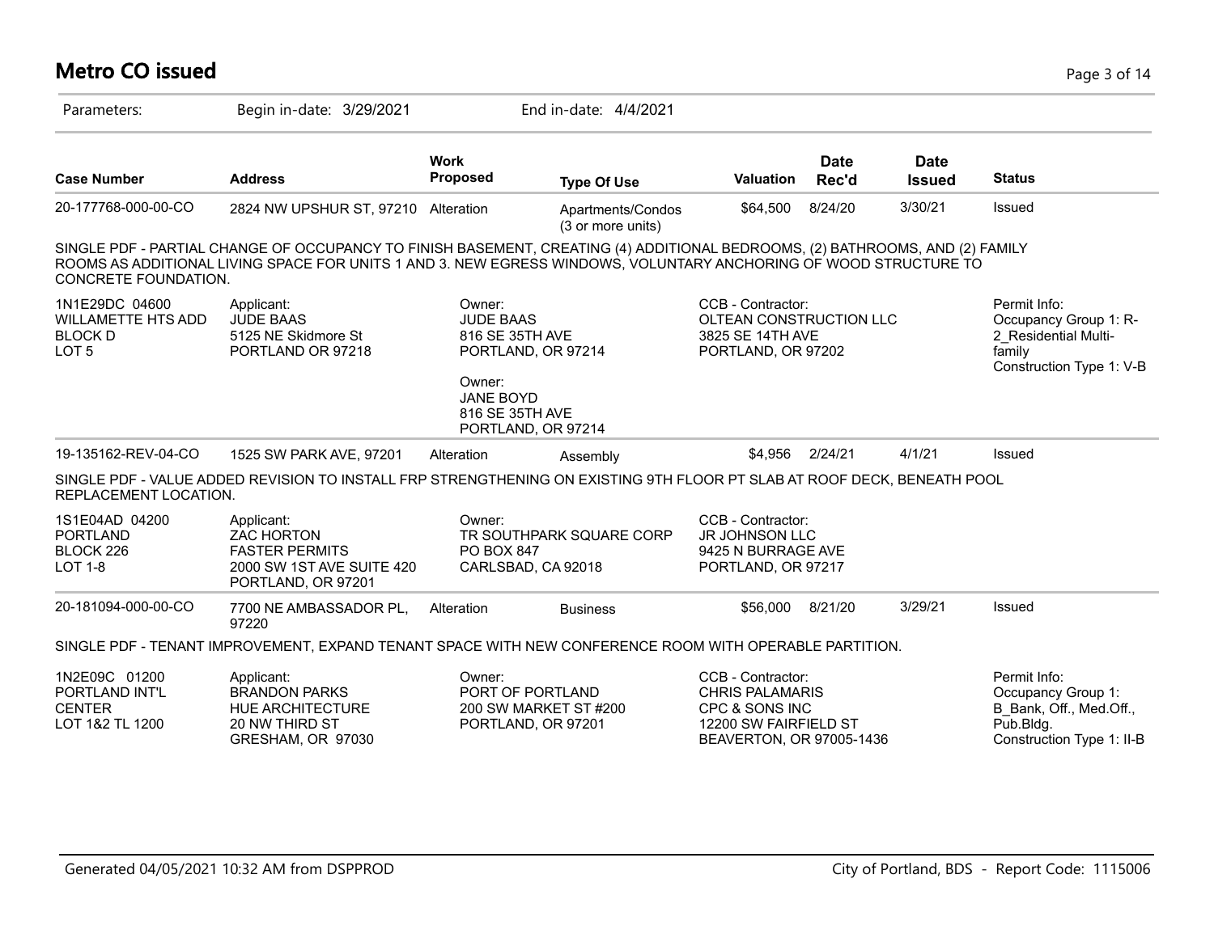# Metro CO issued

Parameters: Begin in-date: 3/29/2021 End in-date: 4/4/2021

| Case Number | Address | Work Proposed | Type Of Use | Valuation | Date Rec'd | Date Issued | Status |
|---|---|---|---|---|---|---|---|
| 20-177768-000-00-CO | 2824 NW UPSHUR ST, 97210 | Alteration | Apartments/Condos (3 or more units) | $64,500 | 8/24/20 | 3/30/21 | Issued |

SINGLE PDF - PARTIAL CHANGE OF OCCUPANCY TO FINISH BASEMENT, CREATING (4) ADDITIONAL BEDROOMS, (2) BATHROOMS, AND (2) FAMILY ROOMS AS ADDITIONAL LIVING SPACE FOR UNITS 1 AND 3. NEW EGRESS WINDOWS, VOLUNTARY ANCHORING OF WOOD STRUCTURE TO CONCRETE FOUNDATION.

1N1E29DC 04600
WILLAMETTE HTS ADD
BLOCK D
LOT 5

Applicant:
JUDE BAAS
5125 NE Skidmore St
PORTLAND OR 97218

Owner:
JUDE BAAS
816 SE 35TH AVE
PORTLAND, OR 97214

Owner:
JANE BOYD
816 SE 35TH AVE
PORTLAND, OR 97214

CCB - Contractor:
OLTEAN CONSTRUCTION LLC
3825 SE 14TH AVE
PORTLAND, OR 97202

Permit Info:
Occupancy Group 1: R-2_Residential Multi-family
Construction Type 1: V-B

| Case Number | Address | Work Proposed | Type Of Use | Valuation | Date Rec'd | Date Issued | Status |
|---|---|---|---|---|---|---|---|
| 19-135162-REV-04-CO | 1525 SW PARK AVE, 97201 | Alteration | Assembly | $4,956 | 2/24/21 | 4/1/21 | Issued |

SINGLE PDF - VALUE ADDED REVISION TO INSTALL FRP STRENGTHENING ON EXISTING 9TH FLOOR PT SLAB AT ROOF DECK, BENEATH POOL REPLACEMENT LOCATION.

1S1E04AD 04200
PORTLAND
BLOCK 226
LOT 1-8

Applicant:
ZAC HORTON
FASTER PERMITS
2000 SW 1ST AVE SUITE 420
PORTLAND, OR 97201

Owner:
TR SOUTHPARK SQUARE CORP
PO BOX 847
CARLSBAD, CA 92018

CCB - Contractor:
JR JOHNSON LLC
9425 N BURRAGE AVE
PORTLAND, OR 97217

| Case Number | Address | Work Proposed | Type Of Use | Valuation | Date Rec'd | Date Issued | Status |
|---|---|---|---|---|---|---|---|
| 20-181094-000-00-CO | 7700 NE AMBASSADOR PL, 97220 | Alteration | Business | $56,000 | 8/21/20 | 3/29/21 | Issued |

SINGLE PDF - TENANT IMPROVEMENT, EXPAND TENANT SPACE WITH NEW CONFERENCE ROOM WITH OPERABLE PARTITION.

1N2E09C 01200
PORTLAND INT'L CENTER
LOT 1&2 TL 1200

Applicant:
BRANDON PARKS
HUE ARCHITECTURE
20 NW THIRD ST
GRESHAM, OR 97030

Owner:
PORT OF PORTLAND
200 SW MARKET ST #200
PORTLAND, OR 97201

CCB - Contractor:
CHRIS PALAMARIS
CPC & SONS INC
12200 SW FAIRFIELD ST
BEAVERTON, OR 97005-1436

Permit Info:
Occupancy Group 1: B_Bank, Off., Med.Off., Pub.Bldg.
Construction Type 1: II-B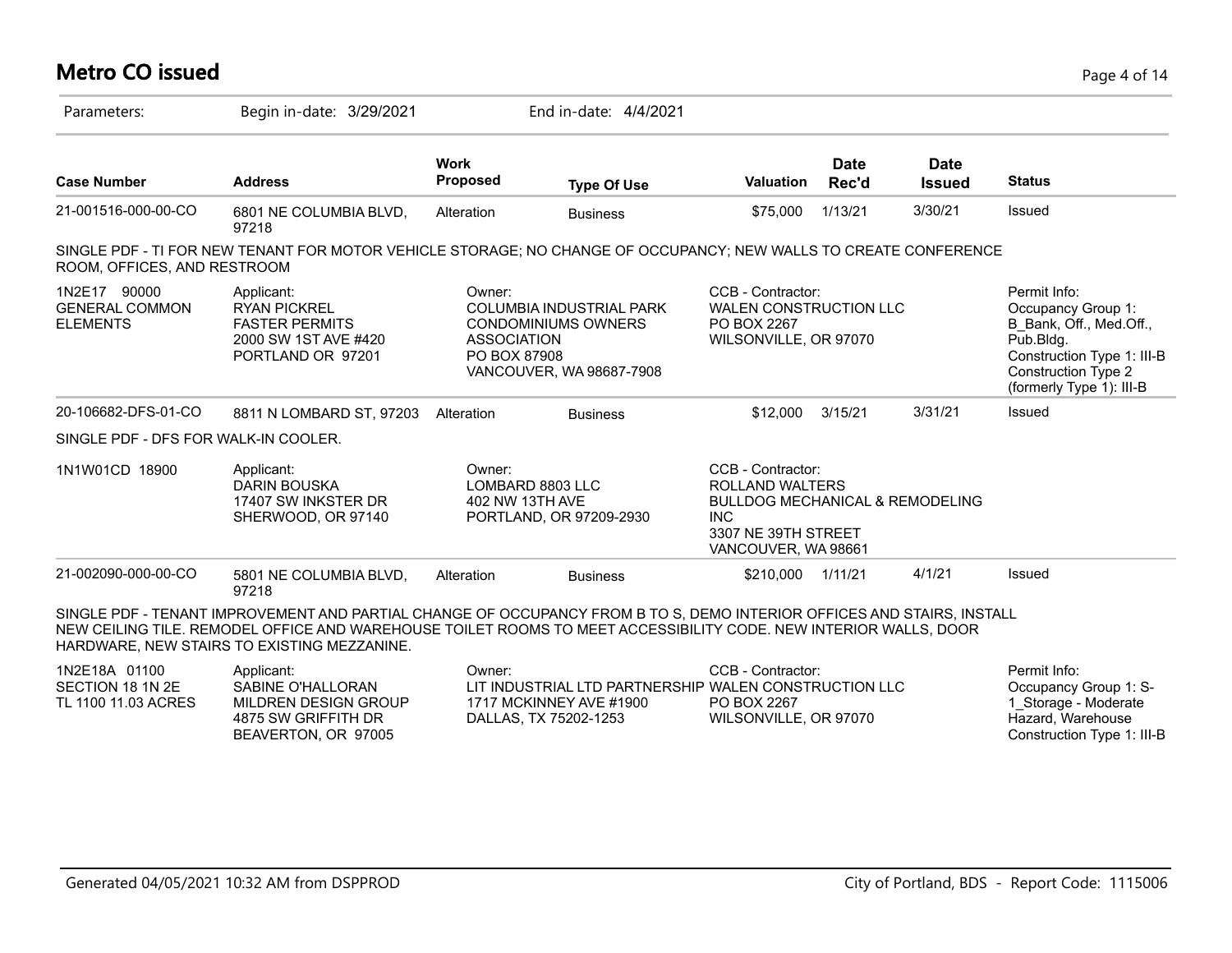# Metro CO issued

Parameters: Begin in-date: 3/29/2021 End in-date: 4/4/2021

| Case Number | Address | Work Proposed | Type Of Use | Valuation | Date Rec'd | Date Issued | Status |
|---|---|---|---|---|---|---|---|
| 21-001516-000-00-CO | 6801 NE COLUMBIA BLVD, 97218 | Alteration | Business | $75,000 | 1/13/21 | 3/30/21 | Issued |

SINGLE PDF - TI FOR NEW TENANT FOR MOTOR VEHICLE STORAGE; NO CHANGE OF OCCUPANCY; NEW WALLS TO CREATE CONFERENCE ROOM, OFFICES, AND RESTROOM

1N2E17 90000 GENERAL COMMON ELEMENTS

Applicant: RYAN PICKREL, FASTER PERMITS, 2000 SW 1ST AVE #420, PORTLAND OR 97201

Owner: COLUMBIA INDUSTRIAL PARK CONDOMINIUMS OWNERS ASSOCIATION, PO BOX 87908, VANCOUVER, WA 98687-7908

CCB - Contractor: WALEN CONSTRUCTION LLC, PO BOX 2267, WILSONVILLE, OR 97070

Permit Info: Occupancy Group 1: B_Bank, Off., Med.Off., Pub.Bldg. Construction Type 1: III-B Construction Type 2 (formerly Type 1): III-B

| Case Number | Address | Work Proposed | Type Of Use | Valuation | Date Rec'd | Date Issued | Status |
|---|---|---|---|---|---|---|---|
| 20-106682-DFS-01-CO | 8811 N LOMBARD ST, 97203 | Alteration | Business | $12,000 | 3/15/21 | 3/31/21 | Issued |

SINGLE PDF - DFS FOR WALK-IN COOLER.

1N1W01CD 18900

Applicant: DARIN BOUSKA, 17407 SW INKSTER DR, SHERWOOD, OR 97140

Owner: LOMBARD 8803 LLC, 402 NW 13TH AVE, PORTLAND, OR 97209-2930

CCB - Contractor: ROLLAND WALTERS, BULLDOG MECHANICAL & REMODELING INC, 3307 NE 39TH STREET, VANCOUVER, WA 98661

| Case Number | Address | Work Proposed | Type Of Use | Valuation | Date Rec'd | Date Issued | Status |
|---|---|---|---|---|---|---|---|
| 21-002090-000-00-CO | 5801 NE COLUMBIA BLVD, 97218 | Alteration | Business | $210,000 | 1/11/21 | 4/1/21 | Issued |

SINGLE PDF - TENANT IMPROVEMENT AND PARTIAL CHANGE OF OCCUPANCY FROM B TO S, DEMO INTERIOR OFFICES AND STAIRS, INSTALL NEW CEILING TILE. REMODEL OFFICE AND WAREHOUSE TOILET ROOMS TO MEET ACCESSIBILITY CODE. NEW INTERIOR WALLS, DOOR HARDWARE, NEW STAIRS TO EXISTING MEZZANINE.

1N2E18A 01100 SECTION 18 1N 2E TL 1100 11.03 ACRES

Applicant: SABINE O'HALLORAN, MILDREN DESIGN GROUP, 4875 SW GRIFFITH DR, BEAVERTON, OR 97005

Owner: LIT INDUSTRIAL LTD PARTNERSHIP, 1717 MCKINNEY AVE #1900, DALLAS, TX 75202-1253

CCB - Contractor: WALEN CONSTRUCTION LLC, PO BOX 2267, WILSONVILLE, OR 97070

Permit Info: Occupancy Group 1: S-1_Storage - Moderate Hazard, Warehouse Construction Type 1: III-B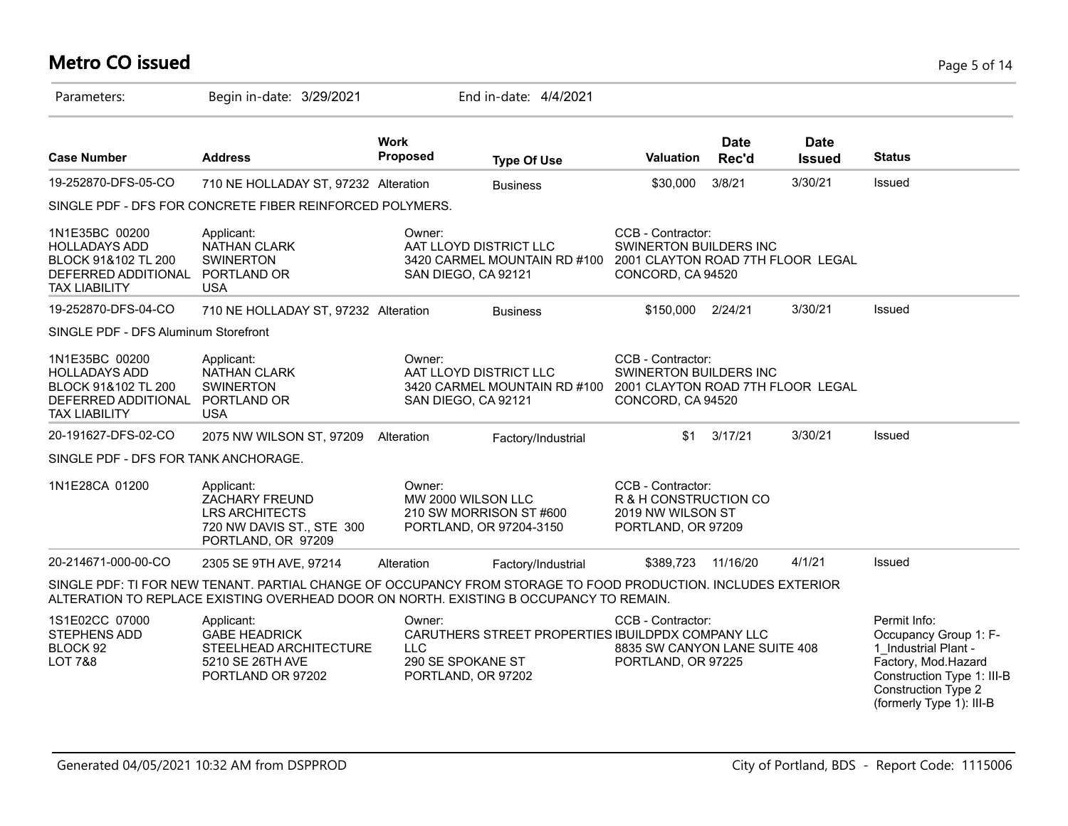# Metro CO issued

Parameters: Begin in-date: 3/29/2021 End in-date: 4/4/2021

| Case Number | Address | Work Proposed | Type Of Use | Valuation | Date Rec'd | Date Issued | Status |
|---|---|---|---|---|---|---|---|
| 19-252870-DFS-05-CO | 710 NE HOLLADAY ST, 97232 | Alteration | Business | $30,000 | 3/8/21 | 3/30/21 | Issued |

SINGLE PDF - DFS FOR CONCRETE FIBER REINFORCED POLYMERS.

| | | | |
|---|---|---|---|
| 1N1E35BC 00200<br>HOLLADAYS ADD<br>BLOCK 91&102 TL 200<br>DEFERRED ADDITIONAL<br>TAX LIABILITY | Applicant:<br>NATHAN CLARK<br>SWINERTON<br>PORTLAND OR<br>USA | Owner:<br>AAT LLOYD DISTRICT LLC<br>3420 CARMEL MOUNTAIN RD #100<br>SAN DIEGO, CA 92121 | CCB - Contractor:<br>SWINERTON BUILDERS INC<br>2001 CLAYTON ROAD 7TH FLOOR LEGAL<br>CONCORD, CA 94520 |

| Case Number | Address | Work Proposed | Type Of Use | Valuation | Date Rec'd | Date Issued | Status |
|---|---|---|---|---|---|---|---|
| 19-252870-DFS-04-CO | 710 NE HOLLADAY ST, 97232 | Alteration | Business | $150,000 | 2/24/21 | 3/30/21 | Issued |

SINGLE PDF - DFS Aluminum Storefront

| | | | |
|---|---|---|---|
| 1N1E35BC 00200<br>HOLLADAYS ADD<br>BLOCK 91&102 TL 200<br>DEFERRED ADDITIONAL<br>TAX LIABILITY | Applicant:<br>NATHAN CLARK<br>SWINERTON<br>PORTLAND OR<br>USA | Owner:<br>AAT LLOYD DISTRICT LLC<br>3420 CARMEL MOUNTAIN RD #100<br>SAN DIEGO, CA 92121 | CCB - Contractor:<br>SWINERTON BUILDERS INC<br>2001 CLAYTON ROAD 7TH FLOOR LEGAL<br>CONCORD, CA 94520 |

| Case Number | Address | Work Proposed | Type Of Use | Valuation | Date Rec'd | Date Issued | Status |
|---|---|---|---|---|---|---|---|
| 20-191627-DFS-02-CO | 2075 NW WILSON ST, 97209 | Alteration | Factory/Industrial | $1 | 3/17/21 | 3/30/21 | Issued |

SINGLE PDF - DFS FOR TANK ANCHORAGE.

| | | | |
|---|---|---|---|
| 1N1E28CA 01200 | Applicant:<br>ZACHARY FREUND<br>LRS ARCHITECTS<br>720 NW DAVIS ST., STE 300<br>PORTLAND, OR 97209 | Owner:<br>MW 2000 WILSON LLC<br>210 SW MORRISON ST #600<br>PORTLAND, OR 97204-3150 | CCB - Contractor:<br>R & H CONSTRUCTION CO<br>2019 NW WILSON ST<br>PORTLAND, OR 97209 |

| Case Number | Address | Work Proposed | Type Of Use | Valuation | Date Rec'd | Date Issued | Status |
|---|---|---|---|---|---|---|---|
| 20-214671-000-00-CO | 2305 SE 9TH AVE, 97214 | Alteration | Factory/Industrial | $389,723 | 11/16/20 | 4/1/21 | Issued |

SINGLE PDF: TI FOR NEW TENANT. PARTIAL CHANGE OF OCCUPANCY FROM STORAGE TO FOOD PRODUCTION. INCLUDES EXTERIOR ALTERATION TO REPLACE EXISTING OVERHEAD DOOR ON NORTH. EXISTING B OCCUPANCY TO REMAIN.

| | | | | |
|---|---|---|---|---|
| 1S1E02CC 07000<br>STEPHENS ADD<br>BLOCK 92<br>LOT 7&8 | Applicant:<br>GABE HEADRICK<br>STEELHEAD ARCHITECTURE<br>5210 SE 26TH AVE<br>PORTLAND OR 97202 | Owner:<br>CARUTHERS STREET PROPERTIES LLC<br>290 SE SPOKANE ST<br>PORTLAND, OR 97202 | CCB - Contractor:<br>IBUILDPDX COMPANY LLC<br>8835 SW CANYON LANE SUITE 408<br>PORTLAND, OR 97225 | Permit Info:<br>Occupancy Group 1: F-1_Industrial Plant - Factory, Mod.Hazard<br>Construction Type 1: III-B<br>Construction Type 2 (formerly Type 1): III-B |

Generated 04/05/2021 10:32 AM from DSPPROD

City of Portland, BDS - Report Code: 1115006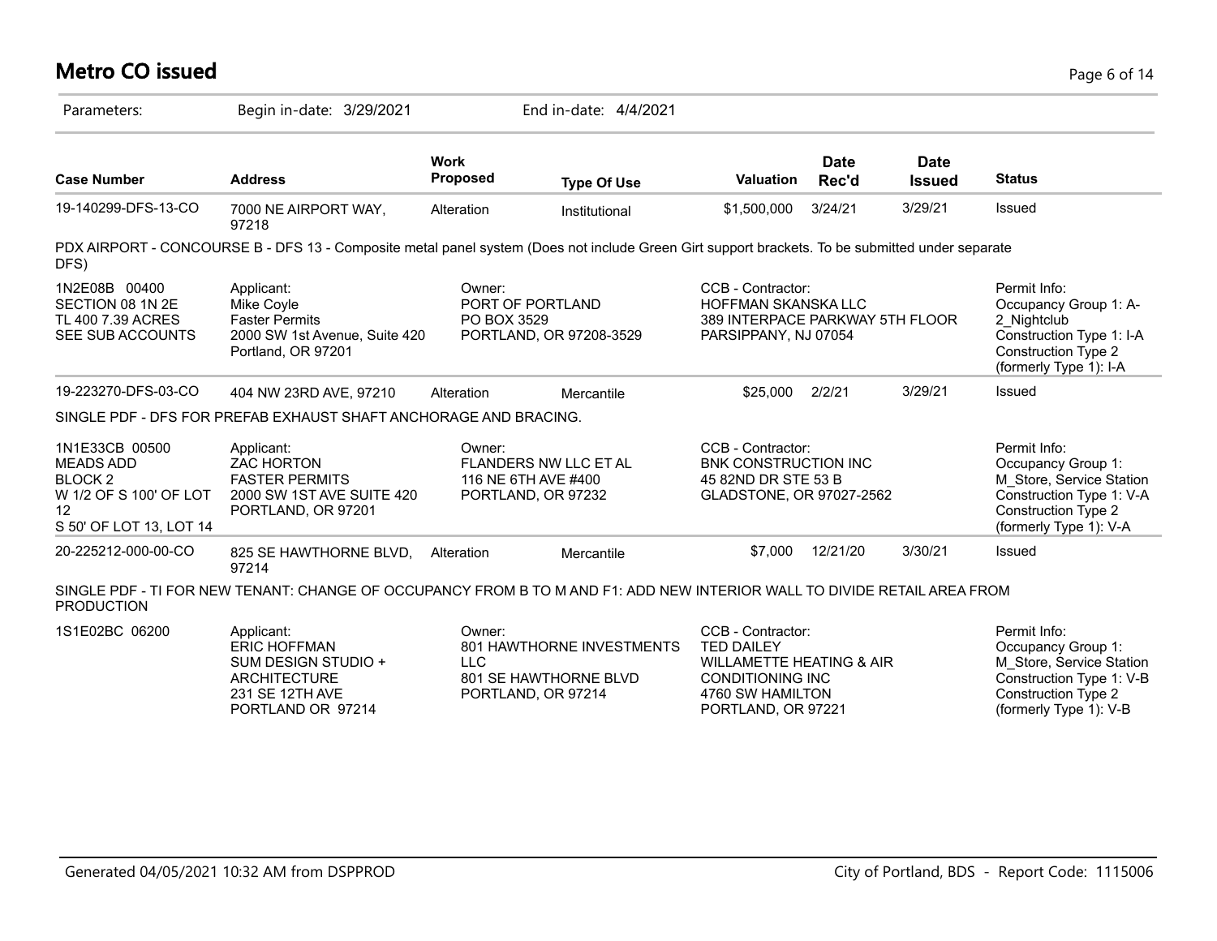# Metro CO issued

Parameters: Begin in-date: 3/29/2021 End in-date: 4/4/2021

| Case Number | Address | Work Proposed | Type Of Use | Valuation | Date Rec'd | Date Issued | Status |
|---|---|---|---|---|---|---|---|
| 19-140299-DFS-13-CO | 7000 NE AIRPORT WAY, 97218 | Alteration | Institutional | $1,500,000 | 3/24/21 | 3/29/21 | Issued |

PDX AIRPORT - CONCOURSE B - DFS 13 - Composite metal panel system (Does not include Green Girt support brackets. To be submitted under separate DFS)

| | Applicant | Owner | CCB - Contractor | Permit Info |
|---|---|---|---|---|
| 1N2E08B 00400<br>SECTION 08 1N 2E<br>TL 400 7.39 ACRES<br>SEE SUB ACCOUNTS | Applicant:<br>Mike Coyle<br>Faster Permits<br>2000 SW 1st Avenue, Suite 420<br>Portland, OR 97201 | Owner:<br>PORT OF PORTLAND<br>PO BOX 3529<br>PORTLAND, OR 97208-3529 | CCB - Contractor:<br>HOFFMAN SKANSKA LLC<br>389 INTERPACE PARKWAY 5TH FLOOR<br>PARSIPPANY, NJ 07054 | Permit Info:<br>Occupancy Group 1: A-2_Nightclub<br>Construction Type 1: I-A<br>Construction Type 2 (formerly Type 1): I-A |

| Case Number | Address | Work Proposed | Type Of Use | Valuation | Date Rec'd | Date Issued | Status |
|---|---|---|---|---|---|---|---|
| 19-223270-DFS-03-CO | 404 NW 23RD AVE, 97210 | Alteration | Mercantile | $25,000 | 2/2/21 | 3/29/21 | Issued |

SINGLE PDF - DFS FOR PREFAB EXHAUST SHAFT ANCHORAGE AND BRACING.

| | Applicant | Owner | CCB - Contractor | Permit Info |
|---|---|---|---|---|
| 1N1E33CB 00500<br>MEADS ADD<br>BLOCK 2<br>W 1/2 OF S 100' OF LOT 12<br>S 50' OF LOT 13, LOT 14 | Applicant:<br>ZAC HORTON<br>FASTER PERMITS<br>2000 SW 1ST AVE SUITE 420<br>PORTLAND, OR 97201 | Owner:<br>FLANDERS NW LLC ET AL<br>116 NE 6TH AVE #400<br>PORTLAND, OR 97232 | CCB - Contractor:<br>BNK CONSTRUCTION INC<br>45 82ND DR STE 53 B<br>GLADSTONE, OR 97027-2562 | Permit Info:<br>Occupancy Group 1: M_Store, Service Station<br>Construction Type 1: V-A<br>Construction Type 2 (formerly Type 1): V-A |

| Case Number | Address | Work Proposed | Type Of Use | Valuation | Date Rec'd | Date Issued | Status |
|---|---|---|---|---|---|---|---|
| 20-225212-000-00-CO | 825 SE HAWTHORNE BLVD, 97214 | Alteration | Mercantile | $7,000 | 12/21/20 | 3/30/21 | Issued |

SINGLE PDF - TI FOR NEW TENANT: CHANGE OF OCCUPANCY FROM B TO M AND F1: ADD NEW INTERIOR WALL TO DIVIDE RETAIL AREA FROM PRODUCTION

| | Applicant | Owner | CCB - Contractor | Permit Info |
|---|---|---|---|---|
| 1S1E02BC 06200 | Applicant:<br>ERIC HOFFMAN<br>SUM DESIGN STUDIO + ARCHITECTURE<br>231 SE 12TH AVE<br>PORTLAND OR 97214 | Owner:<br>801 HAWTHORNE INVESTMENTS LLC<br>801 SE HAWTHORNE BLVD<br>PORTLAND, OR 97214 | CCB - Contractor:<br>TED DAILEY<br>WILLAMETTE HEATING & AIR CONDITIONING INC<br>4760 SW HAMILTON<br>PORTLAND, OR 97221 | Permit Info:<br>Occupancy Group 1: M_Store, Service Station<br>Construction Type 1: V-B<br>Construction Type 2 (formerly Type 1): V-B |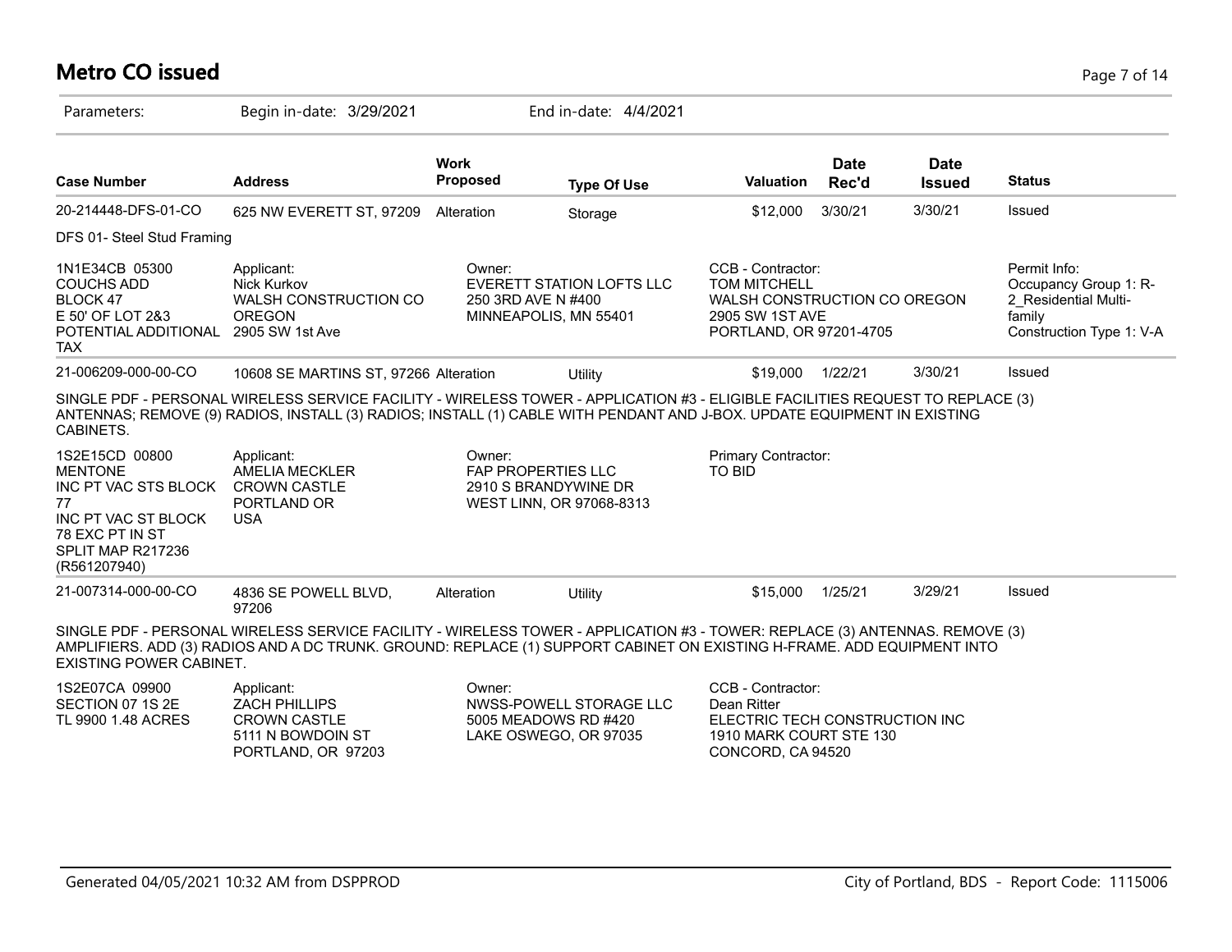# Metro CO issued

Parameters: Begin in-date: 3/29/2021 End in-date: 4/4/2021

| Case Number | Address | Work Proposed | Type Of Use | Valuation | Date Rec'd | Date Issued | Status |
|---|---|---|---|---|---|---|---|
| 20-214448-DFS-01-CO | 625 NW EVERETT ST, 97209 | Alteration | Storage | $12,000 | 3/30/21 | 3/30/21 | Issued |

DFS 01- Steel Stud Framing

| | | | | |
|---|---|---|---|---|
| 1N1E34CB 05300<br>COUCHS ADD<br>BLOCK 47<br>E 50' OF LOT 2&3<br>POTENTIAL ADDITIONAL TAX | Applicant:<br>Nick Kurkov<br>WALSH CONSTRUCTION CO OREGON<br>2905 SW 1st Ave | Owner:<br>EVERETT STATION LOFTS LLC<br>250 3RD AVE N #400<br>MINNEAPOLIS, MN 55401 | CCB - Contractor:<br>TOM MITCHELL<br>WALSH CONSTRUCTION CO OREGON<br>2905 SW 1ST AVE<br>PORTLAND, OR 97201-4705 | Permit Info:<br>Occupancy Group 1: R-2_Residential Multi-family<br>Construction Type 1: V-A |

| Case Number | Address | Work Proposed | Type Of Use | Valuation | Date Rec'd | Date Issued | Status |
|---|---|---|---|---|---|---|---|
| 21-006209-000-00-CO | 10608 SE MARTINS ST, 97266 | Alteration | Utility | $19,000 | 1/22/21 | 3/30/21 | Issued |

SINGLE PDF - PERSONAL WIRELESS SERVICE FACILITY - WIRELESS TOWER - APPLICATION #3 - ELIGIBLE FACILITIES REQUEST TO REPLACE (3) ANTENNAS; REMOVE (9) RADIOS, INSTALL (3) RADIOS; INSTALL (1) CABLE WITH PENDANT AND J-BOX. UPDATE EQUIPMENT IN EXISTING CABINETS.

| | | | |
|---|---|---|---|
| 1S2E15CD 00800<br>MENTONE<br>INC PT VAC STS BLOCK 77<br>INC PT VAC ST BLOCK 78 EXC PT IN ST<br>SPLIT MAP R217236 (R561207940) | Applicant:<br>AMELIA MECKLER<br>CROWN CASTLE<br>PORTLAND OR<br>USA | Owner:<br>FAP PROPERTIES LLC<br>2910 S BRANDYWINE DR<br>WEST LINN, OR 97068-8313 | Primary Contractor:<br>TO BID |

| Case Number | Address | Work Proposed | Type Of Use | Valuation | Date Rec'd | Date Issued | Status |
|---|---|---|---|---|---|---|---|
| 21-007314-000-00-CO | 4836 SE POWELL BLVD, 97206 | Alteration | Utility | $15,000 | 1/25/21 | 3/29/21 | Issued |

SINGLE PDF - PERSONAL WIRELESS SERVICE FACILITY - WIRELESS TOWER - APPLICATION #3 - TOWER: REPLACE (3) ANTENNAS. REMOVE (3) AMPLIFIERS. ADD (3) RADIOS AND A DC TRUNK. GROUND: REPLACE (1) SUPPORT CABINET ON EXISTING H-FRAME. ADD EQUIPMENT INTO EXISTING POWER CABINET.

| | | | |
|---|---|---|---|
| 1S2E07CA 09900<br>SECTION 07 1S 2E<br>TL 9900 1.48 ACRES | Applicant:<br>ZACH PHILLIPS<br>CROWN CASTLE<br>5111 N BOWDOIN ST<br>PORTLAND, OR 97203 | Owner:<br>NWSS-POWELL STORAGE LLC<br>5005 MEADOWS RD #420<br>LAKE OSWEGO, OR 97035 | CCB - Contractor:<br>Dean Ritter<br>ELECTRIC TECH CONSTRUCTION INC<br>1910 MARK COURT STE 130<br>CONCORD, CA 94520 |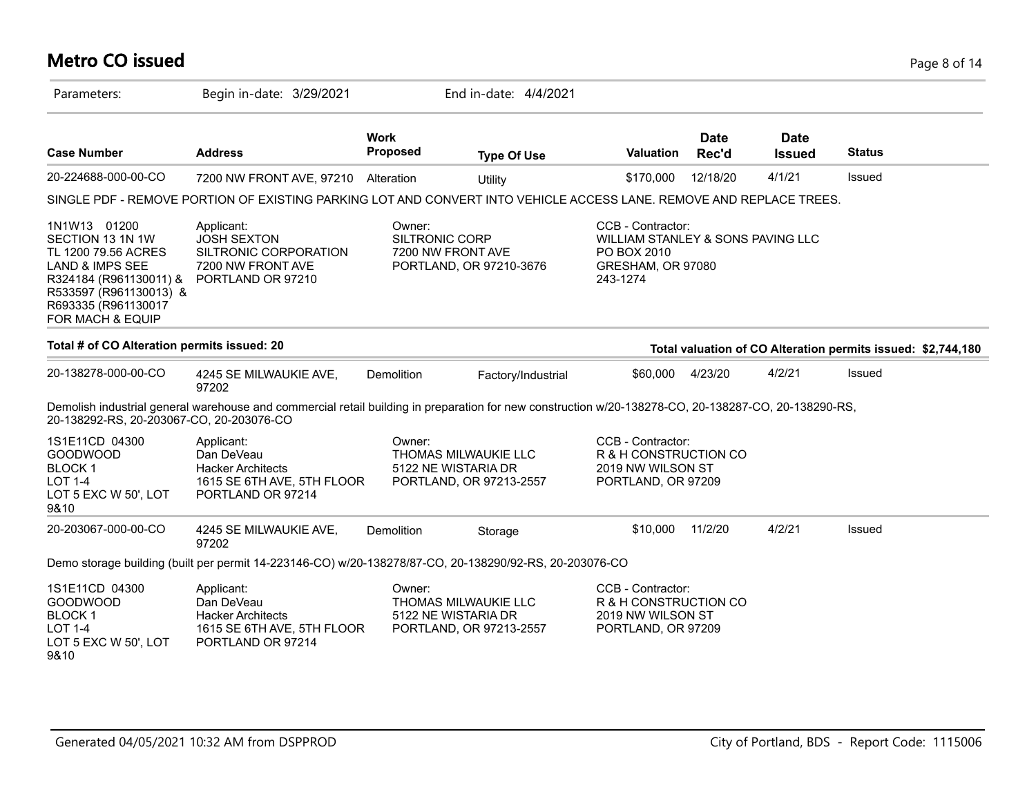# Metro CO issued

Parameters: Begin in-date: 3/29/2021 End in-date: 4/4/2021

| Case Number | Address | Work Proposed | Type Of Use | Valuation | Date Rec'd | Date Issued | Status |
|---|---|---|---|---|---|---|---|
| 20-224688-000-00-CO | 7200 NW FRONT AVE, 97210 | Alteration | Utility | $170,000 | 12/18/20 | 4/1/21 | Issued |

SINGLE PDF - REMOVE PORTION OF EXISTING PARKING LOT AND CONVERT INTO VEHICLE ACCESS LANE. REMOVE AND REPLACE TREES.

| | Applicant: | Owner: | CCB - Contractor: |
|---|---|---|---|
| 1N1W13 01200<br>SECTION 13 1N 1W<br>TL 1200 79.56 ACRES<br>LAND & IMPS SEE<br>R324184 (R961130011) &<br>R533597 (R961130013) &<br>R693335 (R961130017<br>FOR MACH & EQUIP | JOSH SEXTON<br>SILTRONIC CORPORATION<br>7200 NW FRONT AVE<br>PORTLAND OR 97210 | SILTRONIC CORP<br>7200 NW FRONT AVE<br>PORTLAND, OR 97210-3676 | WILLIAM STANLEY & SONS PAVING LLC<br>PO BOX 2010<br>GRESHAM, OR 97080<br>243-1274 |

**Total # of CO Alteration permits issued: 20**

**Total valuation of CO Alteration permits issued: $2,744,180**

| Case Number | Address | Work Proposed | Type Of Use | Valuation | Date Rec'd | Date Issued | Status |
|---|---|---|---|---|---|---|---|
| 20-138278-000-00-CO | 4245 SE MILWAUKIE AVE, 97202 | Demolition | Factory/Industrial | $60,000 | 4/23/20 | 4/2/21 | Issued |

Demolish industrial general warehouse and commercial retail building in preparation for new construction w/20-138278-CO, 20-138287-CO, 20-138290-RS, 20-138292-RS, 20-203067-CO, 20-203076-CO

| | Applicant: | Owner: | CCB - Contractor: |
|---|---|---|---|
| 1S1E11CD 04300<br>GOODWOOD<br>BLOCK 1<br>LOT 1-4<br>LOT 5 EXC W 50', LOT 9&10 | Dan DeVeau<br>Hacker Architects<br>1615 SE 6TH AVE, 5TH FLOOR<br>PORTLAND OR 97214 | THOMAS MILWAUKIE LLC<br>5122 NE WISTARIA DR<br>PORTLAND, OR 97213-2557 | R & H CONSTRUCTION CO<br>2019 NW WILSON ST<br>PORTLAND, OR 97209 |

| Case Number | Address | Work Proposed | Type Of Use | Valuation | Date Rec'd | Date Issued | Status |
|---|---|---|---|---|---|---|---|
| 20-203067-000-00-CO | 4245 SE MILWAUKIE AVE, 97202 | Demolition | Storage | $10,000 | 11/2/20 | 4/2/21 | Issued |

Demo storage building (built per permit 14-223146-CO) w/20-138278/87-CO, 20-138290/92-RS, 20-203076-CO

| | Applicant: | Owner: | CCB - Contractor: |
|---|---|---|---|
| 1S1E11CD 04300<br>GOODWOOD<br>BLOCK 1<br>LOT 1-4<br>LOT 5 EXC W 50', LOT 9&10 | Dan DeVeau<br>Hacker Architects<br>1615 SE 6TH AVE, 5TH FLOOR<br>PORTLAND OR 97214 | THOMAS MILWAUKIE LLC<br>5122 NE WISTARIA DR<br>PORTLAND, OR 97213-2557 | R & H CONSTRUCTION CO<br>2019 NW WILSON ST<br>PORTLAND, OR 97209 |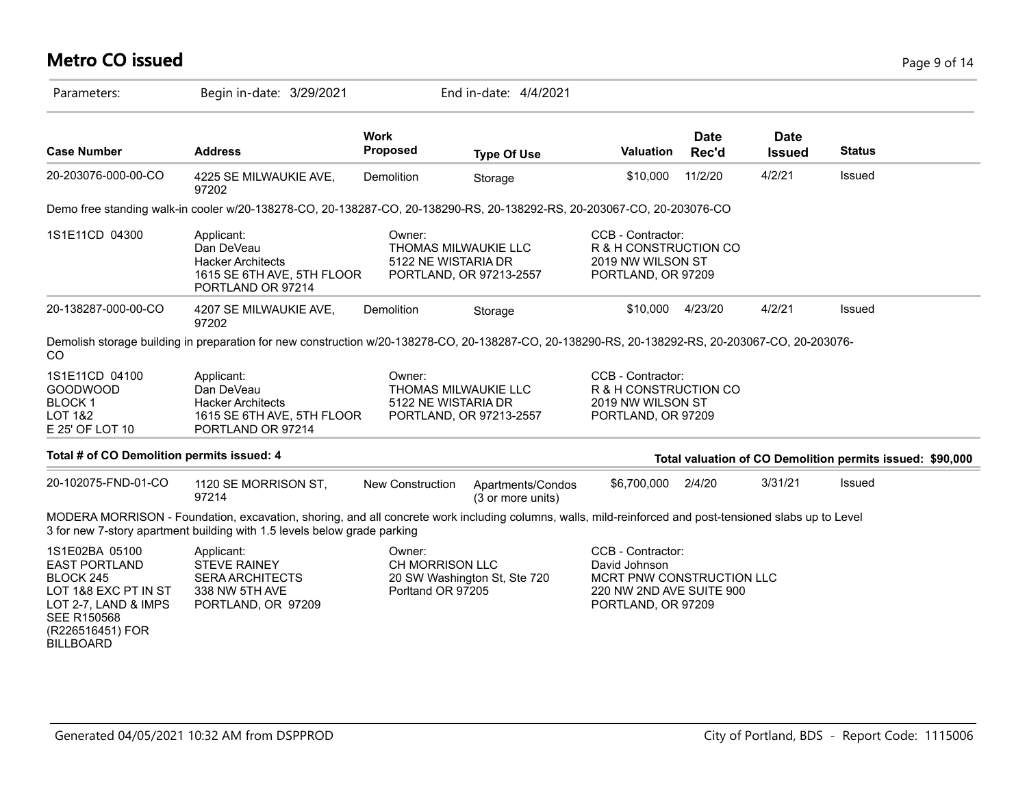# Metro CO issued

Parameters: Begin in-date: 3/29/2021 End in-date: 4/4/2021

| Case Number | Address | Work Proposed | Type Of Use | Valuation | Date Rec'd | Date Issued | Status |
|---|---|---|---|---|---|---|---|
| 20-203076-000-00-CO | 4225 SE MILWAUKIE AVE, 97202 | Demolition | Storage | $10,000 | 11/2/20 | 4/2/21 | Issued |

Demo free standing walk-in cooler w/20-138278-CO, 20-138287-CO, 20-138290-RS, 20-138292-RS, 20-203067-CO, 20-203076-CO

| | | | |
|---|---|---|---|
| 1S1E11CD 04300 | Applicant:<br>Dan DeVeau<br>Hacker Architects<br>1615 SE 6TH AVE, 5TH FLOOR<br>PORTLAND OR 97214 | Owner:<br>THOMAS MILWAUKIE LLC<br>5122 NE WISTARIA DR<br>PORTLAND, OR 97213-2557 | CCB - Contractor:<br>R & H CONSTRUCTION CO<br>2019 NW WILSON ST<br>PORTLAND, OR 97209 |

| Case Number | Address | Work Proposed | Type Of Use | Valuation | Date Rec'd | Date Issued | Status |
|---|---|---|---|---|---|---|---|
| 20-138287-000-00-CO | 4207 SE MILWAUKIE AVE, 97202 | Demolition | Storage | $10,000 | 4/23/20 | 4/2/21 | Issued |

Demolish storage building in preparation for new construction w/20-138278-CO, 20-138287-CO, 20-138290-RS, 20-138292-RS, 20-203067-CO, 20-203076-CO

| | | | |
|---|---|---|---|
| 1S1E11CD 04100<br>GOODWOOD<br>BLOCK 1<br>LOT 1&2<br>E 25' OF LOT 10 | Applicant:<br>Dan DeVeau<br>Hacker Architects<br>1615 SE 6TH AVE, 5TH FLOOR<br>PORTLAND OR 97214 | Owner:<br>THOMAS MILWAUKIE LLC<br>5122 NE WISTARIA DR<br>PORTLAND, OR 97213-2557 | CCB - Contractor:<br>R & H CONSTRUCTION CO<br>2019 NW WILSON ST<br>PORTLAND, OR 97209 |

**Total # of CO Demolition permits issued: 4**

**Total valuation of CO Demolition permits issued: $90,000**

| Case Number | Address | Work Proposed | Type Of Use | Valuation | Date Rec'd | Date Issued | Status |
|---|---|---|---|---|---|---|---|
| 20-102075-FND-01-CO | 1120 SE MORRISON ST, 97214 | New Construction | Apartments/Condos (3 or more units) | $6,700,000 | 2/4/20 | 3/31/21 | Issued |

MODERA MORRISON - Foundation, excavation, shoring, and all concrete work including columns, walls, mild-reinforced and post-tensioned slabs up to Level 3 for new 7-story apartment building with 1.5 levels below grade parking

| | | | |
|---|---|---|---|
| 1S1E02BA 05100<br>EAST PORTLAND<br>BLOCK 245<br>LOT 1&8 EXC PT IN ST<br>LOT 2-7, LAND & IMPS<br>SEE R150568<br>(R226516451) FOR<br>BILLBOARD | Applicant:<br>STEVE RAINEY<br>SERA ARCHITECTS<br>338 NW 5TH AVE<br>PORTLAND, OR 97209 | Owner:<br>CH MORRISON LLC<br>20 SW Washington St, Ste 720<br>Portland OR 97205 | CCB - Contractor:<br>David Johnson<br>MCRT PNW CONSTRUCTION LLC<br>220 NW 2ND AVE SUITE 900<br>PORTLAND, OR 97209 |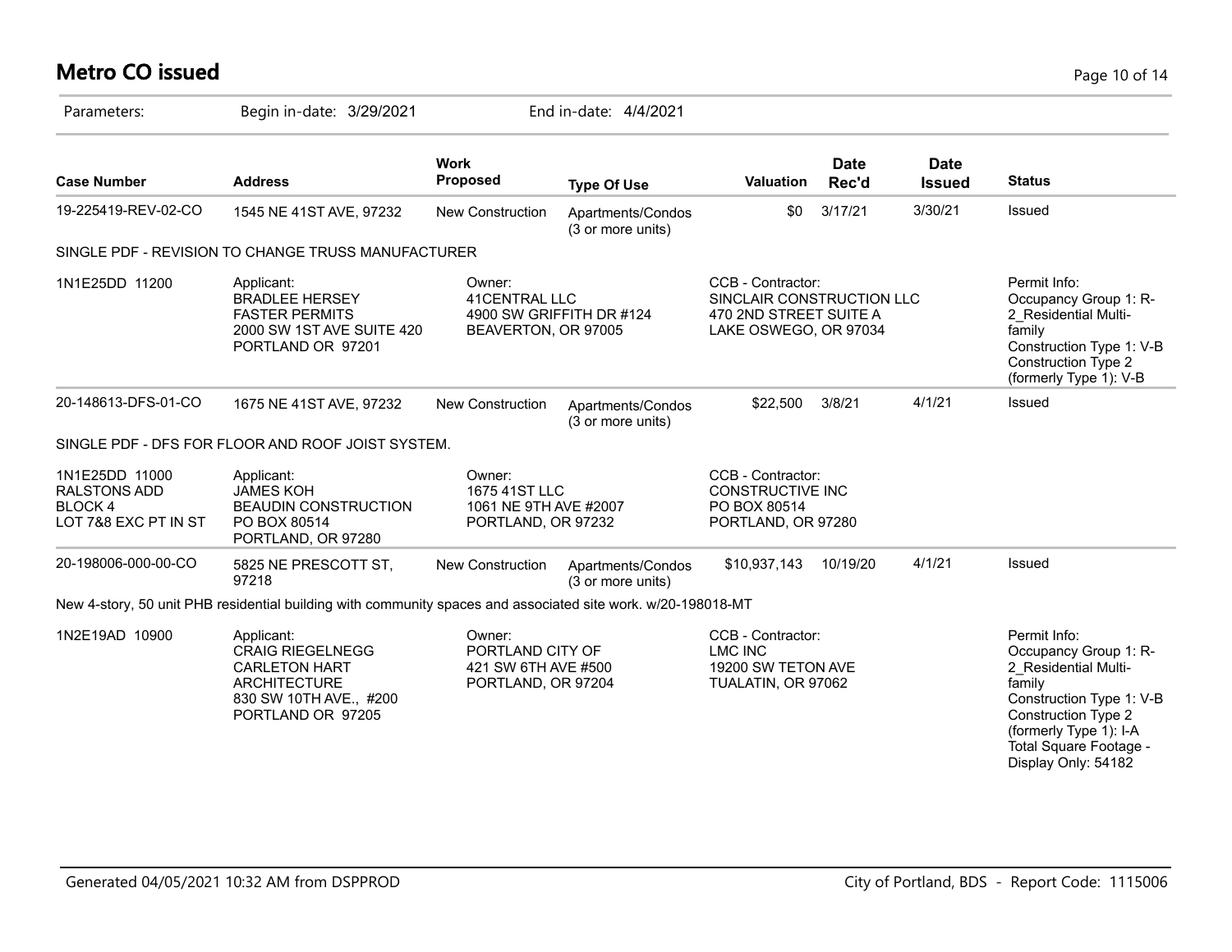# Metro CO issued

Parameters: Begin in-date: 3/29/2021 End in-date: 4/4/2021

| Case Number | Address | Work Proposed | Type Of Use | Valuation | Date Rec'd | Date Issued | Status |
|---|---|---|---|---|---|---|---|
| 19-225419-REV-02-CO | 1545 NE 41ST AVE, 97232 | New Construction | Apartments/Condos (3 or more units) | $0 | 3/17/21 | 3/30/21 | Issued |

SINGLE PDF - REVISION TO CHANGE TRUSS MANUFACTURER

| | | | | |
|---|---|---|---|---|
| 1N1E25DD 11200 | Applicant:<br>BRADLEE HERSEY<br>FASTER PERMITS<br>2000 SW 1ST AVE SUITE 420<br>PORTLAND OR 97201 | Owner:<br>41CENTRAL LLC<br>4900 SW GRIFFITH DR #124<br>BEAVERTON, OR 97005 | CCB - Contractor:<br>SINCLAIR CONSTRUCTION LLC<br>470 2ND STREET SUITE A<br>LAKE OSWEGO, OR 97034 | Permit Info:<br>Occupancy Group 1: R-2_Residential Multi-family<br>Construction Type 1: V-B<br>Construction Type 2 (formerly Type 1): V-B |

| Case Number | Address | Work Proposed | Type Of Use | Valuation | Date Rec'd | Date Issued | Status |
|---|---|---|---|---|---|---|---|
| 20-148613-DFS-01-CO | 1675 NE 41ST AVE, 97232 | New Construction | Apartments/Condos (3 or more units) | $22,500 | 3/8/21 | 4/1/21 | Issued |

SINGLE PDF - DFS FOR FLOOR AND ROOF JOIST SYSTEM.

| | | | |
|---|---|---|---|
| 1N1E25DD 11000<br>RALSTONS ADD<br>BLOCK 4<br>LOT 7&8 EXC PT IN ST | Applicant:<br>JAMES KOH<br>BEAUDIN CONSTRUCTION<br>PO BOX 80514<br>PORTLAND, OR 97280 | Owner:<br>1675 41ST LLC<br>1061 NE 9TH AVE #2007<br>PORTLAND, OR 97232 | CCB - Contractor:<br>CONSTRUCTIVE INC<br>PO BOX 80514<br>PORTLAND, OR 97280 |

| Case Number | Address | Work Proposed | Type Of Use | Valuation | Date Rec'd | Date Issued | Status |
|---|---|---|---|---|---|---|---|
| 20-198006-000-00-CO | 5825 NE PRESCOTT ST, 97218 | New Construction | Apartments/Condos (3 or more units) | $10,937,143 | 10/19/20 | 4/1/21 | Issued |

New 4-story, 50 unit PHB residential building with community spaces and associated site work. w/20-198018-MT

| | | | | |
|---|---|---|---|---|
| 1N2E19AD 10900 | Applicant:<br>CRAIG RIEGELNEGG<br>CARLETON HART ARCHITECTURE<br>830 SW 10TH AVE., #200<br>PORTLAND OR 97205 | Owner:<br>PORTLAND CITY OF<br>421 SW 6TH AVE #500<br>PORTLAND, OR 97204 | CCB - Contractor:<br>LMC INC<br>19200 SW TETON AVE<br>TUALATIN, OR 97062 | Permit Info:<br>Occupancy Group 1: R-2_Residential Multi-family<br>Construction Type 1: V-B<br>Construction Type 2 (formerly Type 1): I-A<br>Total Square Footage - Display Only: 54182 |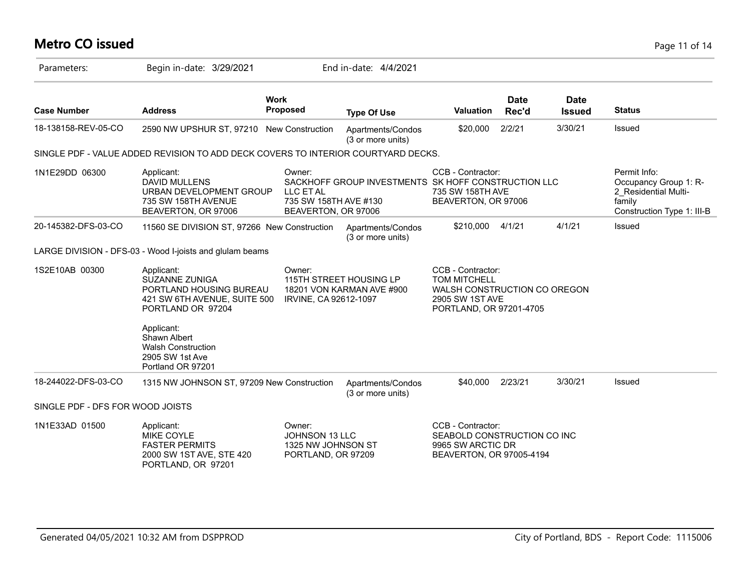# Metro CO issued

Parameters: Begin in-date: 3/29/2021 End in-date: 4/4/2021

| Case Number | Address | Work Proposed | Type Of Use | Valuation | Date Rec'd | Date Issued | Status |
|---|---|---|---|---|---|---|---|
| 18-138158-REV-05-CO | 2590 NW UPSHUR ST, 97210 | New Construction | Apartments/Condos (3 or more units) | $20,000 | 2/2/21 | 3/30/21 | Issued |

SINGLE PDF - VALUE ADDED REVISION TO ADD DECK COVERS TO INTERIOR COURTYARD DECKS.

| 1N1E29DD 06300 | Applicant: | Owner: | CCB - Contractor: | Permit Info: |
|---|---|---|---|---|
| | DAVID MULLENS<br>URBAN DEVELOPMENT GROUP<br>735 SW 158TH AVENUE<br>BEAVERTON, OR 97006 | SACKHOFF GROUP INVESTMENTS LLC ET AL<br>735 SW 158TH AVE #130<br>BEAVERTON, OR 97006 | SK HOFF CONSTRUCTION LLC<br>735 SW 158TH AVE<br>BEAVERTON, OR 97006 | Occupancy Group 1: R-2_Residential Multi-family<br>Construction Type 1: III-B |

| Case Number | Address | Work Proposed | Type Of Use | Valuation | Date Rec'd | Date Issued | Status |
|---|---|---|---|---|---|---|---|
| 20-145382-DFS-03-CO | 11560 SE DIVISION ST, 97266 | New Construction | Apartments/Condos (3 or more units) | $210,000 | 4/1/21 | 4/1/21 | Issued |

LARGE DIVISION - DFS-03 - Wood I-joists and glulam beams

| 1S2E10AB 00300 | Applicant: | Owner: | CCB - Contractor: |
|---|---|---|---|
| | SUZANNE ZUNIGA<br>PORTLAND HOUSING BUREAU<br>421 SW 6TH AVENUE, SUITE 500<br>PORTLAND OR 97204 | 115TH STREET HOUSING LP<br>18201 VON KARMAN AVE #900<br>IRVINE, CA 92612-1097 | TOM MITCHELL<br>WALSH CONSTRUCTION CO OREGON<br>2905 SW 1ST AVE<br>PORTLAND, OR 97201-4705 |
| | Applicant:<br>Shawn Albert<br>Walsh Construction<br>2905 SW 1st Ave<br>Portland OR 97201 | | |

| Case Number | Address | Work Proposed | Type Of Use | Valuation | Date Rec'd | Date Issued | Status |
|---|---|---|---|---|---|---|---|
| 18-244022-DFS-03-CO | 1315 NW JOHNSON ST, 97209 | New Construction | Apartments/Condos (3 or more units) | $40,000 | 2/23/21 | 3/30/21 | Issued |

SINGLE PDF - DFS FOR WOOD JOISTS

| 1N1E33AD 01500 | Applicant: | Owner: | CCB - Contractor: |
|---|---|---|---|
| | MIKE COYLE<br>FASTER PERMITS<br>2000 SW 1ST AVE, STE 420<br>PORTLAND, OR 97201 | JOHNSON 13 LLC<br>1325 NW JOHNSON ST<br>PORTLAND, OR 97209 | SEABOLD CONSTRUCTION CO INC<br>9965 SW ARCTIC DR<br>BEAVERTON, OR 97005-4194 |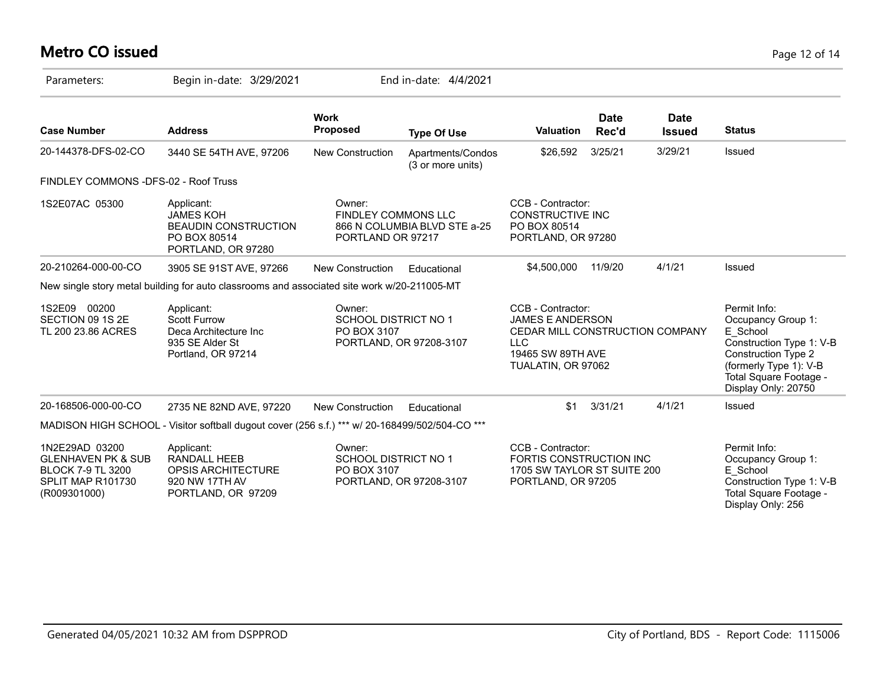# Metro CO issued

Parameters: Begin in-date: 3/29/2021 End in-date: 4/4/2021

| Case Number | Address | Work Proposed | Type Of Use | Valuation | Date Rec'd | Date Issued | Status |
|---|---|---|---|---|---|---|---|
| 20-144378-DFS-02-CO | 3440 SE 54TH AVE, 97206 | New Construction | Apartments/Condos (3 or more units) | $26,592 | 3/25/21 | 3/29/21 | Issued |
| FINDLEY COMMONS -DFS-02 - Roof Truss | | | | | | | |
| 1S2E07AC 05300 | Applicant: JAMES KOH BEAUDIN CONSTRUCTION PO BOX 80514 PORTLAND, OR 97280 | Owner: FINDLEY COMMONS LLC 866 N COLUMBIA BLVD STE a-25 PORTLAND OR 97217 | | CCB - Contractor: CONSTRUCTIVE INC PO BOX 80514 PORTLAND, OR 97280 | | | |
| 20-210264-000-00-CO | 3905 SE 91ST AVE, 97266 | New Construction | Educational | $4,500,000 | 11/9/20 | 4/1/21 | Issued |
| New single story metal building for auto classrooms and associated site work w/20-211005-MT | | | | | | | |
| 1S2E09 00200 SECTION 09 1S 2E TL 200 23.86 ACRES | Applicant: Scott Furrow Deca Architecture Inc 935 SE Alder St Portland, OR 97214 | Owner: SCHOOL DISTRICT NO 1 PO BOX 3107 PORTLAND, OR 97208-3107 | | CCB - Contractor: JAMES E ANDERSON CEDAR MILL CONSTRUCTION COMPANY LLC 19465 SW 89TH AVE TUALATIN, OR 97062 | | | Permit Info: Occupancy Group 1: E_School Construction Type 1: V-B Construction Type 2 (formerly Type 1): V-B Total Square Footage - Display Only: 20750 |
| 20-168506-000-00-CO | 2735 NE 82ND AVE, 97220 | New Construction | Educational | $1 | 3/31/21 | 4/1/21 | Issued |
| MADISON HIGH SCHOOL - Visitor softball dugout cover (256 s.f.) *** w/ 20-168499/502/504-CO *** | | | | | | | |
| 1N2E29AD 03200 GLENHAVEN PK & SUB BLOCK 7-9 TL 3200 SPLIT MAP R101730 (R009301000) | Applicant: RANDALL HEEB OPSIS ARCHITECTURE 920 NW 17TH AV PORTLAND, OR 97209 | Owner: SCHOOL DISTRICT NO 1 PO BOX 3107 PORTLAND, OR 97208-3107 | | CCB - Contractor: FORTIS CONSTRUCTION INC 1705 SW TAYLOR ST SUITE 200 PORTLAND, OR 97205 | | | Permit Info: Occupancy Group 1: E_School Construction Type 1: V-B Total Square Footage - Display Only: 256 |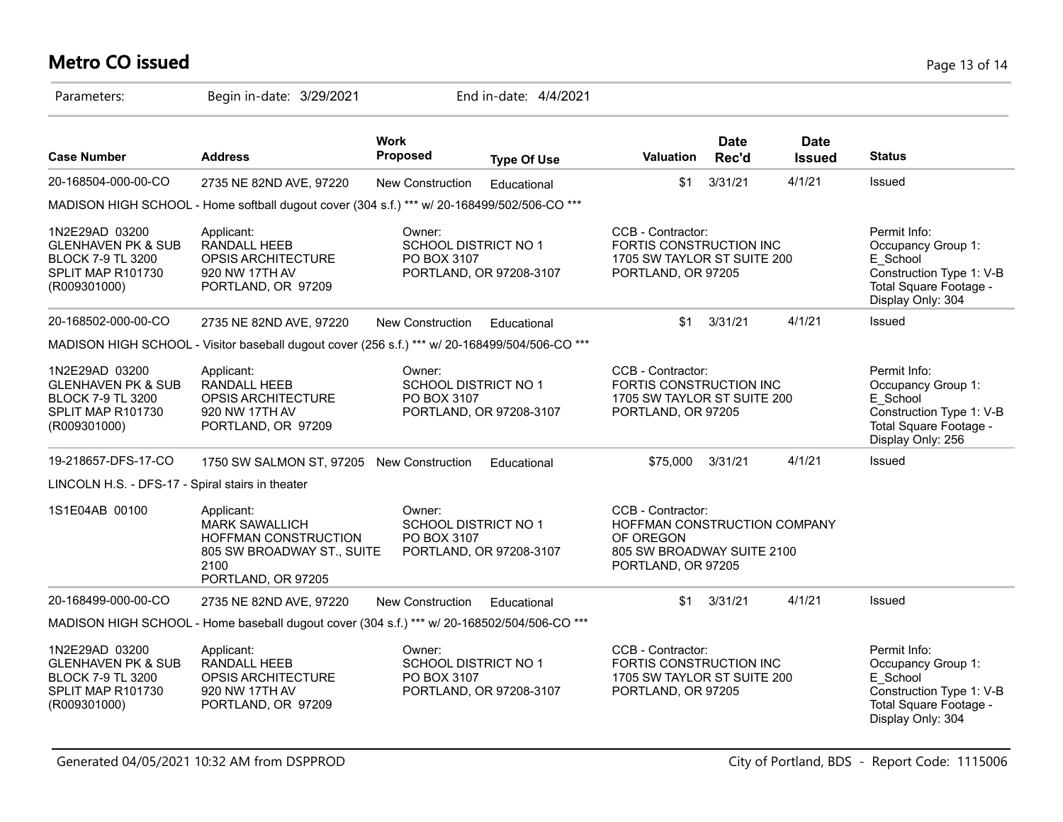# Metro CO issued

Parameters: Begin in-date: 3/29/2021 End in-date: 4/4/2021

| Case Number | Address | Work Proposed | Type Of Use | Valuation | Date Rec'd | Date Issued | Status |
|---|---|---|---|---|---|---|---|
| 20-168504-000-00-CO | 2735 NE 82ND AVE, 97220 | New Construction | Educational | $1 | 3/31/21 | 4/1/21 | Issued |

MADISON HIGH SCHOOL - Home softball dugout cover (304 s.f.) *** w/ 20-168499/502/506-CO ***

1N2E29AD 03200
GLENHAVEN PK & SUB
BLOCK 7-9 TL 3200
SPLIT MAP R101730
(R009301000)

Applicant:
RANDALL HEEB
OPSIS ARCHITECTURE
920 NW 17TH AV
PORTLAND, OR 97209

Owner:
SCHOOL DISTRICT NO 1
PO BOX 3107
PORTLAND, OR 97208-3107

CCB - Contractor:
FORTIS CONSTRUCTION INC
1705 SW TAYLOR ST SUITE 200
PORTLAND, OR 97205

Permit Info:
Occupancy Group 1: E_School
Construction Type 1: V-B
Total Square Footage - Display Only: 304

| Case Number | Address | Work Proposed | Type Of Use | Valuation | Date Rec'd | Date Issued | Status |
|---|---|---|---|---|---|---|---|
| 20-168502-000-00-CO | 2735 NE 82ND AVE, 97220 | New Construction | Educational | $1 | 3/31/21 | 4/1/21 | Issued |

MADISON HIGH SCHOOL - Visitor baseball dugout cover (256 s.f.) *** w/ 20-168499/504/506-CO ***

1N2E29AD 03200
GLENHAVEN PK & SUB
BLOCK 7-9 TL 3200
SPLIT MAP R101730
(R009301000)

Applicant:
RANDALL HEEB
OPSIS ARCHITECTURE
920 NW 17TH AV
PORTLAND, OR 97209

Owner:
SCHOOL DISTRICT NO 1
PO BOX 3107
PORTLAND, OR 97208-3107

CCB - Contractor:
FORTIS CONSTRUCTION INC
1705 SW TAYLOR ST SUITE 200
PORTLAND, OR 97205

Permit Info:
Occupancy Group 1: E_School
Construction Type 1: V-B
Total Square Footage - Display Only: 256

| Case Number | Address | Work Proposed | Type Of Use | Valuation | Date Rec'd | Date Issued | Status |
|---|---|---|---|---|---|---|---|
| 19-218657-DFS-17-CO | 1750 SW SALMON ST, 97205 | New Construction | Educational | $75,000 | 3/31/21 | 4/1/21 | Issued |

LINCOLN H.S. - DFS-17 - Spiral stairs in theater

1S1E04AB 00100

Applicant:
MARK SAWALLICH
HOFFMAN CONSTRUCTION
805 SW BROADWAY ST., SUITE 2100
PORTLAND, OR 97205

Owner:
SCHOOL DISTRICT NO 1
PO BOX 3107
PORTLAND, OR 97208-3107

CCB - Contractor:
HOFFMAN CONSTRUCTION COMPANY OF OREGON
805 SW BROADWAY SUITE 2100
PORTLAND, OR 97205

| Case Number | Address | Work Proposed | Type Of Use | Valuation | Date Rec'd | Date Issued | Status |
|---|---|---|---|---|---|---|---|
| 20-168499-000-00-CO | 2735 NE 82ND AVE, 97220 | New Construction | Educational | $1 | 3/31/21 | 4/1/21 | Issued |

MADISON HIGH SCHOOL - Home baseball dugout cover (304 s.f.) *** w/ 20-168502/504/506-CO ***

1N2E29AD 03200
GLENHAVEN PK & SUB
BLOCK 7-9 TL 3200
SPLIT MAP R101730
(R009301000)

Applicant:
RANDALL HEEB
OPSIS ARCHITECTURE
920 NW 17TH AV
PORTLAND, OR 97209

Owner:
SCHOOL DISTRICT NO 1
PO BOX 3107
PORTLAND, OR 97208-3107

CCB - Contractor:
FORTIS CONSTRUCTION INC
1705 SW TAYLOR ST SUITE 200
PORTLAND, OR 97205

Permit Info:
Occupancy Group 1: E_School
Construction Type 1: V-B
Total Square Footage - Display Only: 304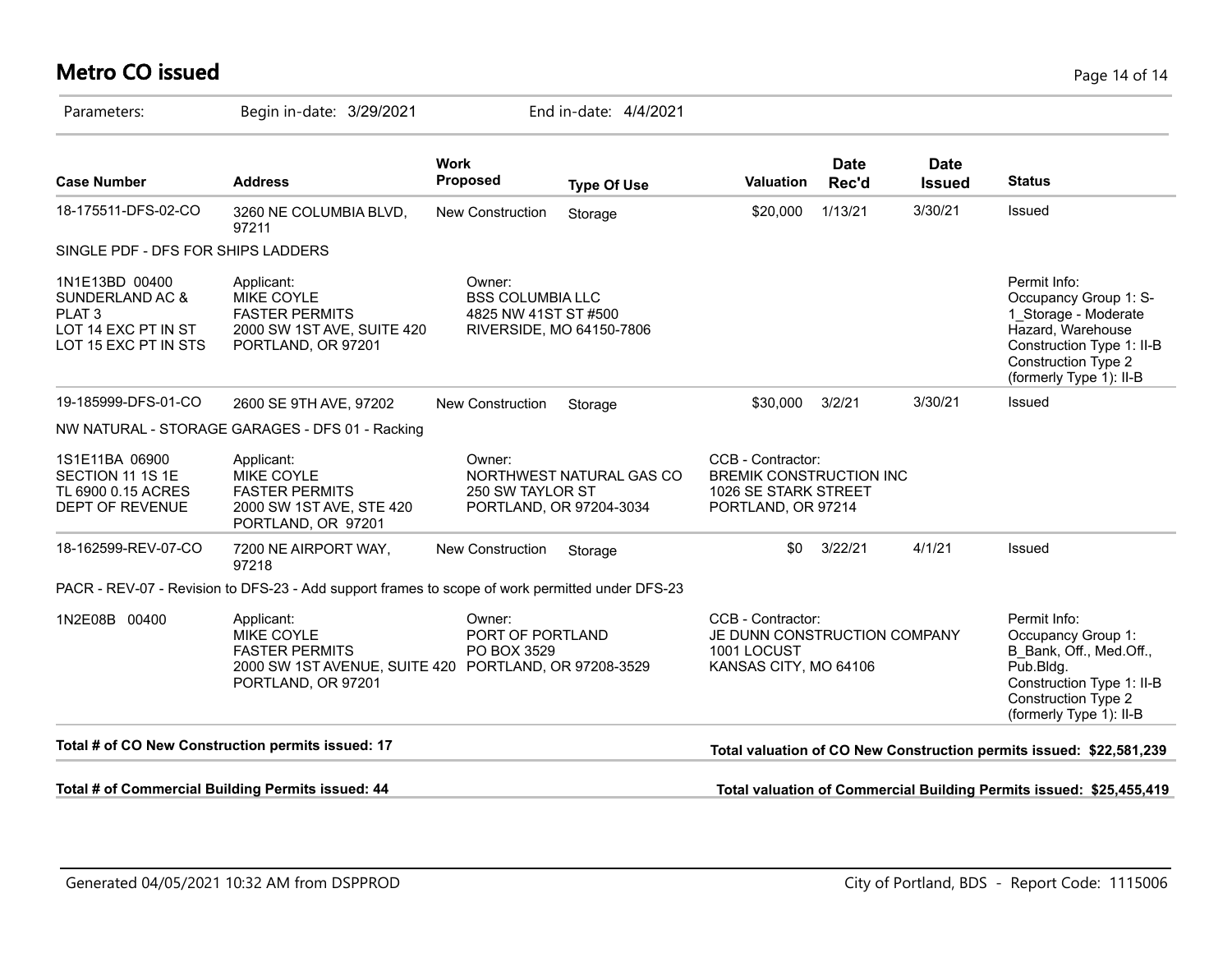# Metro CO issued

Parameters: Begin in-date: 3/29/2021 End in-date: 4/4/2021

| Case Number | Address | Work Proposed | Type Of Use | Valuation | Date Rec'd | Date Issued | Status |
|---|---|---|---|---|---|---|---|
| 18-175511-DFS-02-CO | 3260 NE COLUMBIA BLVD, 97211 | New Construction | Storage | $20,000 | 1/13/21 | 3/30/21 | Issued |
| SINGLE PDF - DFS FOR SHIPS LADDERS | | | | | | | |
| 1N1E13BD 00400 SUNDERLAND AC & PLAT 3 LOT 14 EXC PT IN ST LOT 15 EXC PT IN STS | Applicant: MIKE COYLE FASTER PERMITS 2000 SW 1ST AVE, SUITE 420 PORTLAND, OR 97201 | Owner: BSS COLUMBIA LLC 4825 NW 41ST ST #500 RIVERSIDE, MO 64150-7806 | | | | | Permit Info: Occupancy Group 1: S-1_Storage - Moderate Hazard, Warehouse Construction Type 1: II-B Construction Type 2 (formerly Type 1): II-B |
| 19-185999-DFS-01-CO | 2600 SE 9TH AVE, 97202 | New Construction | Storage | $30,000 | 3/2/21 | 3/30/21 | Issued |
| NW NATURAL - STORAGE GARAGES - DFS 01 - Racking | | | | | | | |
| 1S1E11BA 06900 SECTION 11 1S 1E TL 6900 0.15 ACRES DEPT OF REVENUE | Applicant: MIKE COYLE FASTER PERMITS 2000 SW 1ST AVE, STE 420 PORTLAND, OR 97201 | Owner: NORTHWEST NATURAL GAS CO 250 SW TAYLOR ST PORTLAND, OR 97204-3034 | | CCB - Contractor: BREMIK CONSTRUCTION INC 1026 SE STARK STREET PORTLAND, OR 97214 | | | |
| 18-162599-REV-07-CO | 7200 NE AIRPORT WAY, 97218 | New Construction | Storage | $0 | 3/22/21 | 4/1/21 | Issued |
| PACR - REV-07 - Revision to DFS-23 - Add support frames to scope of work permitted under DFS-23 | | | | | | | |
| 1N2E08B 00400 | Applicant: MIKE COYLE FASTER PERMITS 2000 SW 1ST AVENUE, SUITE 420 PORTLAND, OR 97201 | Owner: PORT OF PORTLAND PO BOX 3529 PORTLAND, OR 97208-3529 | | CCB - Contractor: JE DUNN CONSTRUCTION COMPANY 1001 LOCUST KANSAS CITY, MO 64106 | | | Permit Info: Occupancy Group 1: B_Bank, Off., Med.Off., Pub.Bldg. Construction Type 1: II-B Construction Type 2 (formerly Type 1): II-B |

**Total # of CO New Construction permits issued: 17**

**Total valuation of CO New Construction permits issued: $22,581,239**

**Total # of Commercial Building Permits issued: 44**

**Total valuation of Commercial Building Permits issued: $25,455,419**

Generated 04/05/2021 10:32 AM from DSPPROD

City of Portland, BDS - Report Code: 1115006